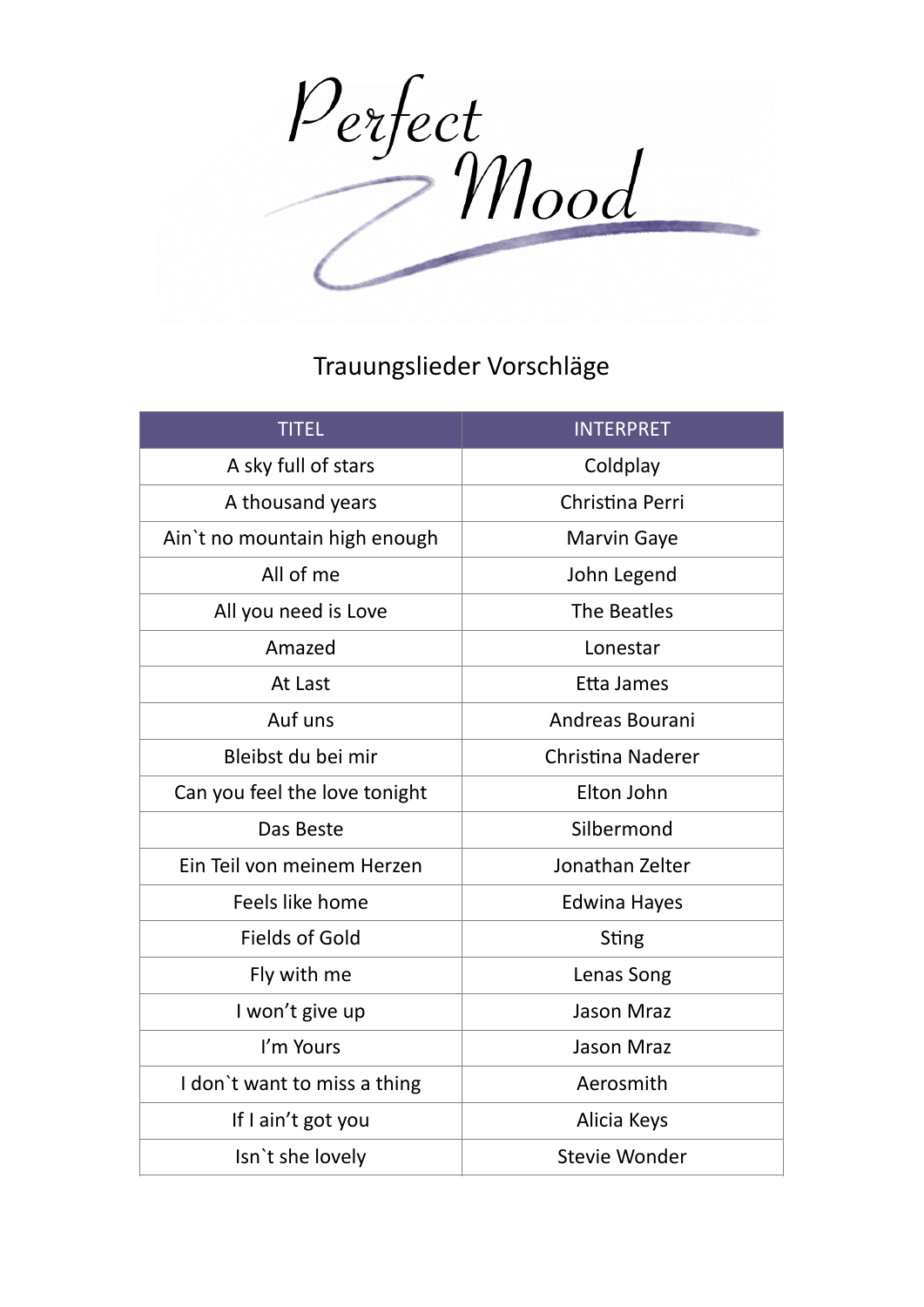# Perfect Mood

## Trauungslieder Vorschläge

| TITEL | INTERPRET |
|---|---|
| A sky full of stars | Coldplay |
| A thousand years | Christina Perri |
| Ain`t no mountain high enough | Marvin Gaye |
| All of me | John Legend |
| All you need is Love | The Beatles |
| Amazed | Lonestar |
| At Last | Etta James |
| Auf uns | Andreas Bourani |
| Bleibst du bei mir | Christina Naderer |
| Can you feel the love tonight | Elton John |
| Das Beste | Silbermond |
| Ein Teil von meinem Herzen | Jonathan Zelter |
| Feels like home | Edwina Hayes |
| Fields of Gold | Sting |
| Fly with me | Lenas Song |
| I won't give up | Jason Mraz |
| I'm Yours | Jason Mraz |
| I don`t want to miss a thing | Aerosmith |
| If I ain't got you | Alicia Keys |
| Isn`t she lovely | Stevie Wonder |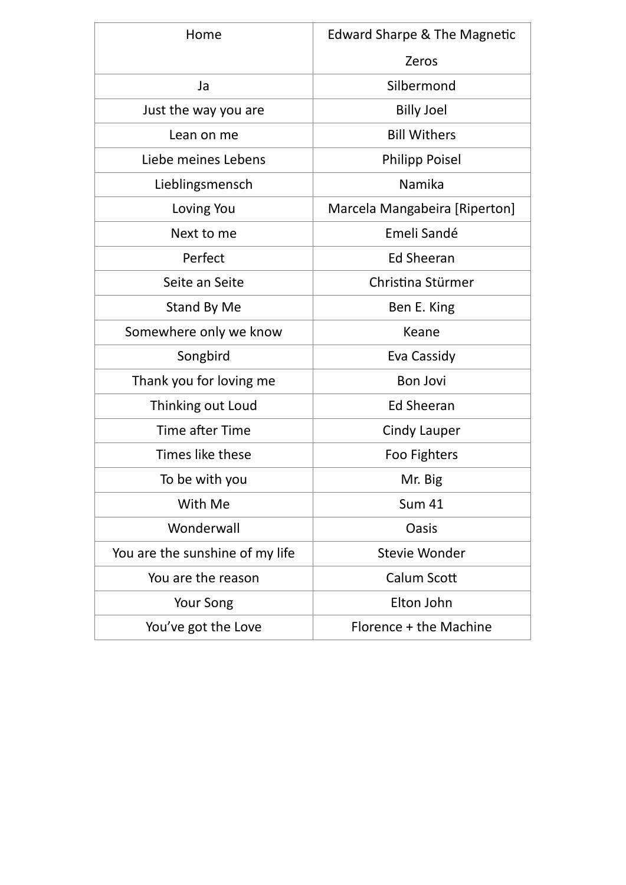| | |
|---|---|
| Home | Edward Sharpe & The Magnetic Zeros |
| Ja | Silbermond |
| Just the way you are | Billy Joel |
| Lean on me | Bill Withers |
| Liebe meines Lebens | Philipp Poisel |
| Lieblingsmensch | Namika |
| Loving You | Marcela Mangabeira [Riperton] |
| Next to me | Emeli Sandé |
| Perfect | Ed Sheeran |
| Seite an Seite | Christina Stürmer |
| Stand By Me | Ben E. King |
| Somewhere only we know | Keane |
| Songbird | Eva Cassidy |
| Thank you for loving me | Bon Jovi |
| Thinking out Loud | Ed Sheeran |
| Time after Time | Cindy Lauper |
| Times like these | Foo Fighters |
| To be with you | Mr. Big |
| With Me | Sum 41 |
| Wonderwall | Oasis |
| You are the sunshine of my life | Stevie Wonder |
| You are the reason | Calum Scott |
| Your Song | Elton John |
| You've got the Love | Florence + the Machine |